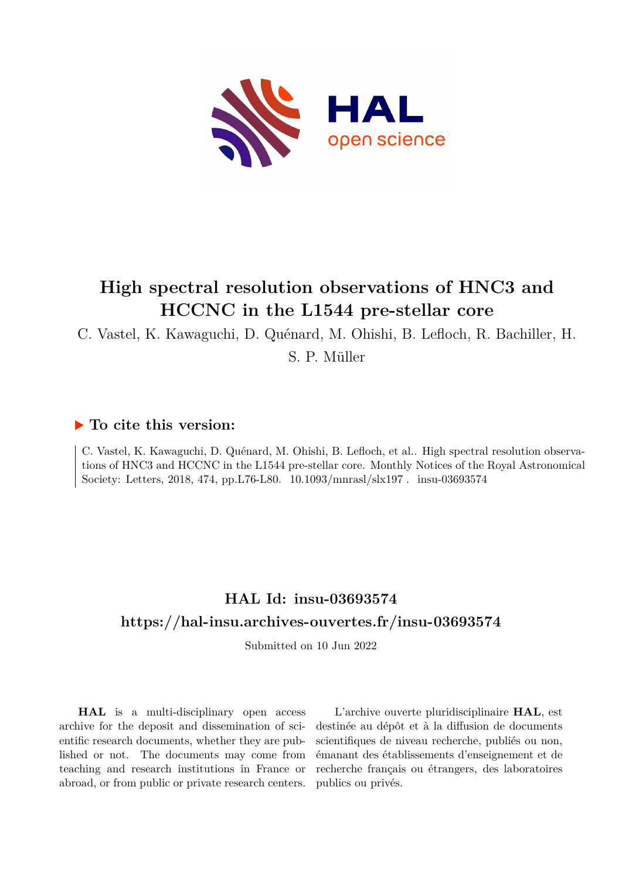# High spectral resolution observations of HNC3 and HCCNC in the L1544 pre-stellar core

C. Vastel, K. Kawaguchi, D. Quénard, M. Ohishi, B. Lefloch, R. Bachiller, H. S. P. Müller

## ▶ To cite this version:

C. Vastel, K. Kawaguchi, D. Quénard, M. Ohishi, B. Lefloch, et al.. High spectral resolution observations of HNC3 and HCCNC in the L1544 pre-stellar core. Monthly Notices of the Royal Astronomical Society: Letters, 2018, 474, pp.L76-L80. 10.1093/mnrasl/slx197 . insu-03693574

## HAL Id: insu-03693574

## https://hal-insu.archives-ouvertes.fr/insu-03693574

Submitted on 10 Jun 2022

**HAL** is a multi-disciplinary open access archive for the deposit and dissemination of scientific research documents, whether they are published or not. The documents may come from teaching and research institutions in France or abroad, or from public or private research centers.

L'archive ouverte pluridisciplinaire **HAL**, est destinée au dépôt et à la diffusion de documents scientifiques de niveau recherche, publiés ou non, émanant des établissements d'enseignement et de recherche français ou étrangers, des laboratoires publics ou privés.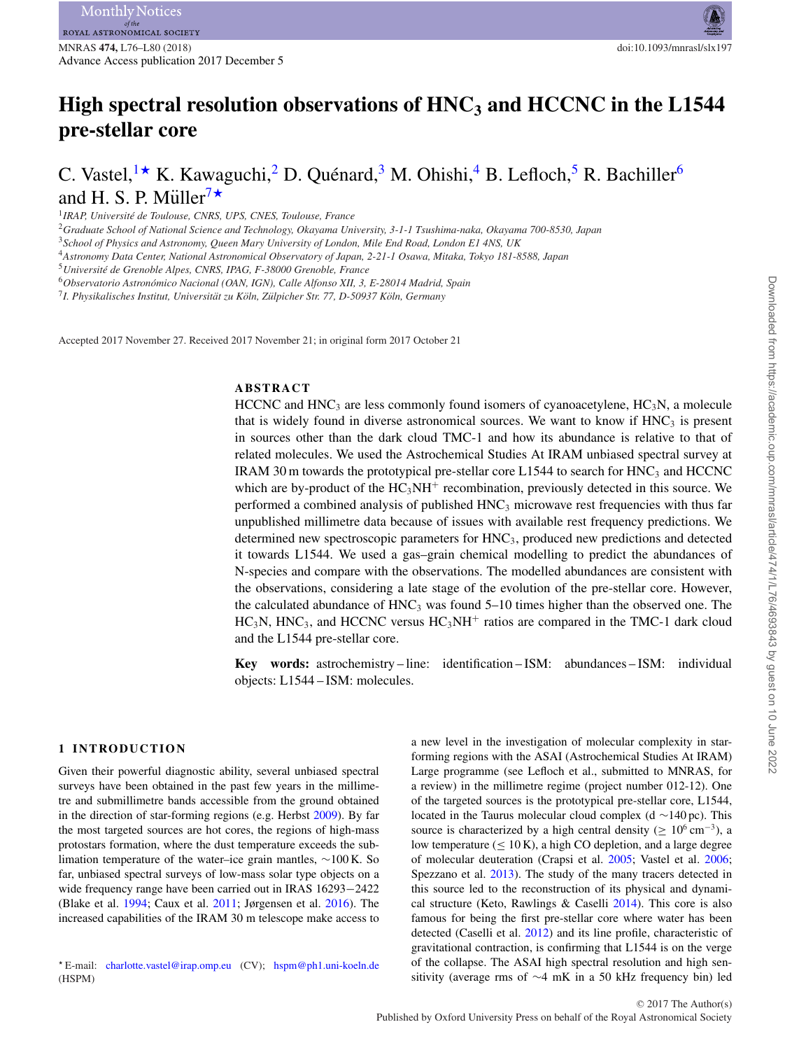# High spectral resolution observations of $HNC_3$ and HCCNC in the L1544 pre-stellar core

C. Vastel,[1★] K. Kawaguchi,[2] D. Quénard,[3] M. Ohishi,[4] B. Lefloch,[5] R. Bachiller[6] and H. S. P. Müller[7★]

[1]IRAP, Université de Toulouse, CNRS, UPS, CNES, Toulouse, France
[2]Graduate School of National Science and Technology, Okayama University, 3-1-1 Tsushima-naka, Okayama 700-8530, Japan
[3]School of Physics and Astronomy, Queen Mary University of London, Mile End Road, London E1 4NS, UK
[4]Astronomy Data Center, National Astronomical Observatory of Japan, 2-21-1 Osawa, Mitaka, Tokyo 181-8588, Japan
[5]Université de Grenoble Alpes, CNRS, IPAG, F-38000 Grenoble, France
[6]Observatorio Astronómico Nacional (OAN, IGN), Calle Alfonso XII, 3, E-28014 Madrid, Spain
[7]I. Physikalisches Institut, Universität zu Köln, Zülpicher Str. 77, D-50937 Köln, Germany

Accepted 2017 November 27. Received 2017 November 21; in original form 2017 October 21

## ABSTRACT

HCCNC and $HNC_3$ are less commonly found isomers of cyanoacetylene, $HC_3N$, a molecule that is widely found in diverse astronomical sources. We want to know if $HNC_3$ is present in sources other than the dark cloud TMC-1 and how its abundance is relative to that of related molecules. We used the Astrochemical Studies At IRAM unbiased spectral survey at IRAM 30 m towards the prototypical pre-stellar core L1544 to search for $HNC_3$ and HCCNC which are by-product of the $HC_3NH^+$ recombination, previously detected in this source. We performed a combined analysis of published $HNC_3$ microwave rest frequencies with thus far unpublished millimetre data because of issues with available rest frequency predictions. We determined new spectroscopic parameters for $HNC_3$, produced new predictions and detected it towards L1544. We used a gas–grain chemical modelling to predict the abundances of N-species and compare with the observations. The modelled abundances are consistent with the observations, considering a late stage of the evolution of the pre-stellar core. However, the calculated abundance of $HNC_3$ was found 5–10 times higher than the observed one. The $HC_3N$, $HNC_3$, and HCCNC versus $HC_3NH^+$ ratios are compared in the TMC-1 dark cloud and the L1544 pre-stellar core.

**Key words:** astrochemistry – line: identification – ISM: abundances – ISM: individual objects: L1544 – ISM: molecules.

## 1 INTRODUCTION

Given their powerful diagnostic ability, several unbiased spectral surveys have been obtained in the past few years in the millimetre and submillimetre bands accessible from the ground obtained in the direction of star-forming regions (e.g. Herbst 2009). By far the most targeted sources are hot cores, the regions of high-mass protostars formation, where the dust temperature exceeds the sublimation temperature of the water–ice grain mantles, ∼100 K. So far, unbiased spectral surveys of low-mass solar type objects on a wide frequency range have been carried out in IRAS 16293−2422 (Blake et al. 1994; Caux et al. 2011; Jørgensen et al. 2016). The increased capabilities of the IRAM 30 m telescope make access to a new level in the investigation of molecular complexity in star-forming regions with the ASAI (Astrochemical Studies At IRAM) Large programme (see Lefloch et al., submitted to MNRAS, for a review) in the millimetre regime (project number 012-12). One of the targeted sources is the prototypical pre-stellar core, L1544, located in the Taurus molecular cloud complex (d ∼140 pc). This source is characterized by a high central density (≥ $10^6$ $cm^{-3}$), a low temperature (≤ 10 K), a high CO depletion, and a large degree of molecular deuteration (Crapsi et al. 2005; Vastel et al. 2006; Spezzano et al. 2013). The study of the many tracers detected in this source led to the reconstruction of its physical and dynamical structure (Keto, Rawlings & Caselli 2014). This core is also famous for being the first pre-stellar core where water has been detected (Caselli et al. 2012) and its line profile, characteristic of gravitational contraction, is confirming that L1544 is on the verge of the collapse. The ASAI high spectral resolution and high sensitivity (average rms of ∼4 mK in a 50 kHz frequency bin) led

★ E-mail: charlotte.vastel@irap.omp.eu (CV); hspm@ph1.uni-koeln.de (HSPM)

© 2017 The Author(s)
Published by Oxford University Press on behalf of the Royal Astronomical Society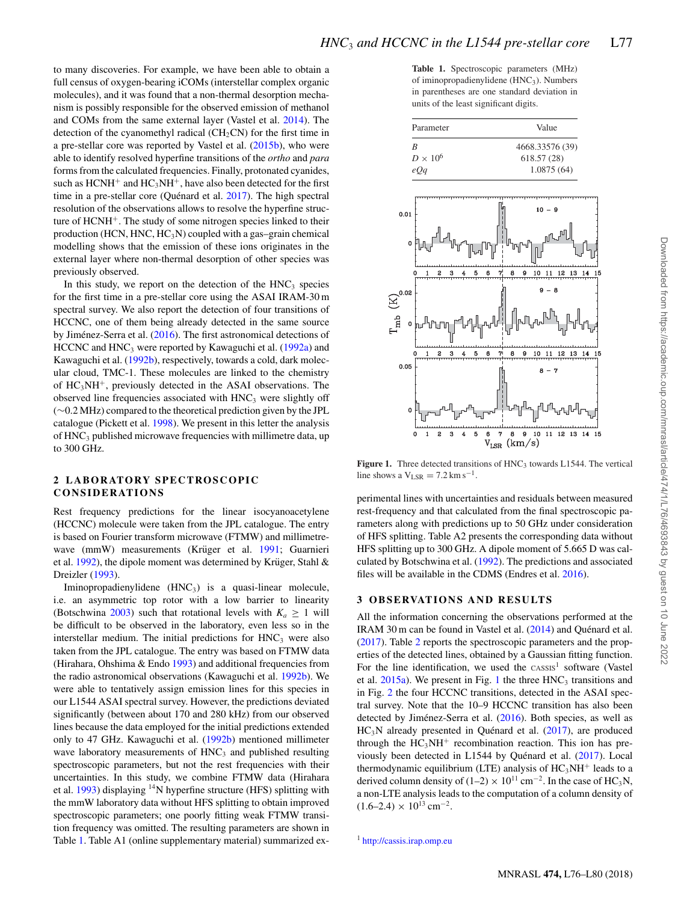to many discoveries. For example, we have been able to obtain a full census of oxygen-bearing iCOMs (interstellar complex organic molecules), and it was found that a non-thermal desorption mechanism is possibly responsible for the observed emission of methanol and COMs from the same external layer (Vastel et al. 2014). The detection of the cyanomethyl radical ($CH_2CN$) for the first time in a pre-stellar core was reported by Vastel et al. (2015b), who were able to identify resolved hyperfine transitions of the *ortho* and *para* forms from the calculated frequencies. Finally, protonated cyanides, such as $HCNH^+$ and $HC_3NH^+$, have also been detected for the first time in a pre-stellar core (Quénard et al. 2017). The high spectral resolution of the observations allows to resolve the hyperfine structure of $HCNH^+$. The study of some nitrogen species linked to their production (HCN, HNC, $HC_3N$) coupled with a gas–grain chemical modelling shows that the emission of these ions originates in the external layer where non-thermal desorption of other species was previously observed.

In this study, we report on the detection of the $HNC_3$ species for the first time in a pre-stellar core using the ASAI IRAM-30 m spectral survey. We also report the detection of four transitions of HCCNC, one of them being already detected in the same source by Jiménez-Serra et al. (2016). The first astronomical detections of HCCNC and $HNC_3$ were reported by Kawaguchi et al. (1992a) and Kawaguchi et al. (1992b), respectively, towards a cold, dark molecular cloud, TMC-1. These molecules are linked to the chemistry of $HC_3NH^+$, previously detected in the ASAI observations. The observed line frequencies associated with $HNC_3$ were slightly off (∼0.2 MHz) compared to the theoretical prediction given by the JPL catalogue (Pickett et al. 1998). We present in this letter the analysis of $HNC_3$ published microwave frequencies with millimetre data, up to 300 GHz.

## 2 LABORATORY SPECTROSCOPIC CONSIDERATIONS

Rest frequency predictions for the linear isocyanoacetylene (HCCNC) molecule were taken from the JPL catalogue. The entry is based on Fourier transform microwave (FTMW) and millimetre-wave (mmW) measurements (Krüger et al. 1991; Guarnieri et al. 1992), the dipole moment was determined by Krüger, Stahl & Dreizler (1993).

Iminopropadienylidene ($HNC_3$) is a quasi-linear molecule, i.e. an asymmetric top rotor with a low barrier to linearity (Botschwina 2003) such that rotational levels with $K_a \geq 1$ will be difficult to be observed in the laboratory, even less so in the interstellar medium. The initial predictions for $HNC_3$ were also taken from the JPL catalogue. The entry was based on FTMW data (Hirahara, Ohshima & Endo 1993) and additional frequencies from the radio astronomical observations (Kawaguchi et al. 1992b). We were able to tentatively assign emission lines for this species in our L1544 ASAI spectral survey. However, the predictions deviated significantly (between about 170 and 280 kHz) from our observed lines because the data employed for the initial predictions extended only to 47 GHz. Kawaguchi et al. (1992b) mentioned millimeter wave laboratory measurements of $HNC_3$ and published resulting spectroscopic parameters, but not the rest frequencies with their uncertainties. In this study, we combine FTMW data (Hirahara et al. 1993) displaying $^{14}N$ hyperfine structure (HFS) splitting with the mmW laboratory data without HFS splitting to obtain improved spectroscopic parameters; one poorly fitting weak FTMW transition frequency was omitted. The resulting parameters are shown in Table 1. Table A1 (online supplementary material) summarized experimental lines with uncertainties and residuals between measured rest-frequency and that calculated from the final spectroscopic parameters along with predictions up to 50 GHz under consideration of HFS splitting. Table A2 presents the corresponding data without HFS splitting up to 300 GHz. A dipole moment of 5.665 D was calculated by Botschwina et al. (1992). The predictions and associated files will be available in the CDMS (Endres et al. 2016).

**Table 1.** Spectroscopic parameters (MHz) of iminopropadienylidene ($HNC_3$). Numbers in parentheses are one standard deviation in units of the least significant digits.

| Parameter | Value |
|---|---|
| $B$ | 4668.33576 (39) |
| $D \times 10^6$ | 618.57 (28) |
| $eQq$ | 1.0875 (64) |

**Figure 1.** Three detected transitions of $HNC_3$ towards L1544. The vertical line shows a $V_{LSR} = 7.2\ km\ s^{-1}$.

## 3 OBSERVATIONS AND RESULTS

All the information concerning the observations performed at the IRAM 30 m can be found in Vastel et al. (2014) and Quénard et al. (2017). Table 2 reports the spectroscopic parameters and the properties of the detected lines, obtained by a Gaussian fitting function. For the line identification, we used the CASSIS[1] software (Vastel et al. 2015a). We present in Fig. 1 the three $HNC_3$ transitions and in Fig. 2 the four HCCNC transitions, detected in the ASAI spectral survey. Note that the 10–9 HCCNC transition has also been detected by Jiménez-Serra et al. (2016). Both species, as well as $HC_3N$ already presented in Quénard et al. (2017), are produced through the $HC_3NH^+$ recombination reaction. This ion has previously been detected in L1544 by Quénard et al. (2017). Local thermodynamic equilibrium (LTE) analysis of $HC_3NH^+$ leads to a derived column density of $(1–2) \times 10^{11}\ cm^{-2}$. In the case of $HC_3N$, a non-LTE analysis leads to the computation of a column density of $(1.6–2.4) \times 10^{13}\ cm^{-2}$.

[1] http://cassis.irap.omp.eu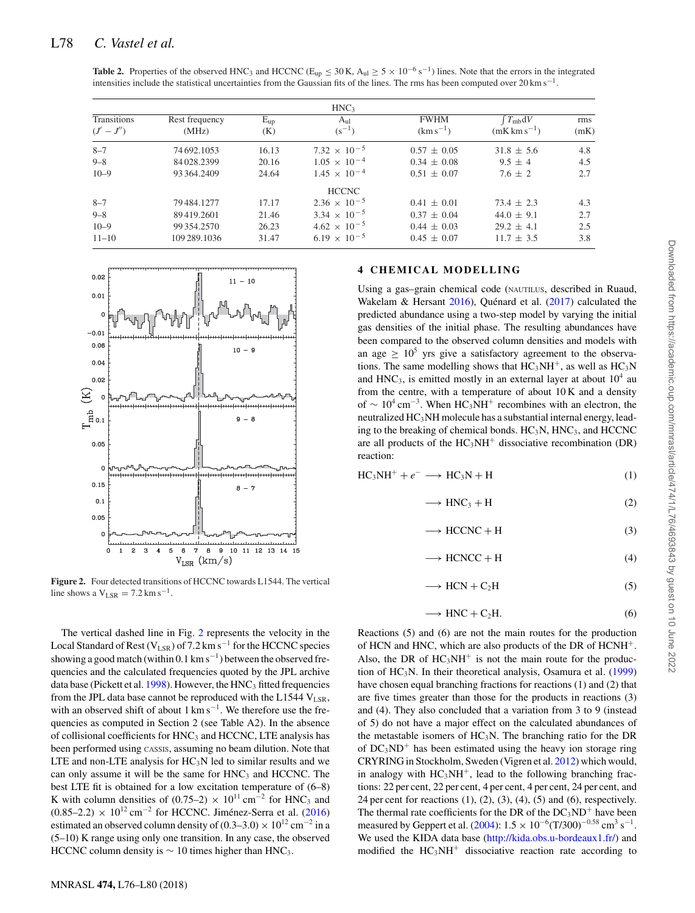**Table 2.** Properties of the observed $HNC_3$ and HCCNC ($E_{up} \le 30$ K, $A_{ul} \ge 5 \times 10^{-6}$ s$^{-1}$) lines. Note that the errors in the integrated intensities include the statistical uncertainties from the Gaussian fits of the lines. The rms has been computed over 20 km s$^{-1}$.

| Transitions ($J' - J''$) | Rest frequency (MHz) | $E_{up}$ (K) | $A_{ul}$ (s$^{-1}$) | FWHM (km s$^{-1}$) | $\int T_{mb} dV$ (mK km s$^{-1}$) | rms (mK) |
|---|---|---|---|---|---|---|
| | | | $HNC_3$ | | | |
| 8–7 | 74 692.1053 | 16.13 | $7.32 \times 10^{-5}$ | 0.57 ± 0.05 | 31.8 ± 5.6 | 4.8 |
| 9–8 | 84 028.2399 | 20.16 | $1.05 \times 10^{-4}$ | 0.34 ± 0.08 | 9.5 ± 4 | 4.5 |
| 10–9 | 93 364.2409 | 24.64 | $1.45 \times 10^{-4}$ | 0.51 ± 0.07 | 7.6 ± 2 | 2.7 |
| | | | HCCNC | | | |
| 8–7 | 79 484.1277 | 17.17 | $2.36 \times 10^{-5}$ | 0.41 ± 0.01 | 73.4 ± 2.3 | 4.3 |
| 9–8 | 89 419.2601 | 21.46 | $3.34 \times 10^{-5}$ | 0.37 ± 0.04 | 44.0 ± 9.1 | 2.7 |
| 10–9 | 99 354.2570 | 26.23 | $4.62 \times 10^{-5}$ | 0.44 ± 0.03 | 29.2 ± 4.1 | 2.5 |
| 11–10 | 109 289.1036 | 31.47 | $6.19 \times 10^{-5}$ | 0.45 ± 0.07 | 11.7 ± 3.5 | 3.8 |

**Figure 2.** Four detected transitions of HCCNC towards L1544. The vertical line shows a $V_{LSR} = 7.2$ km s$^{-1}$.

The vertical dashed line in Fig. 2 represents the velocity in the Local Standard of Rest ($V_{LSR}$) of 7.2 km s$^{-1}$ for the HCCNC species showing a good match (within 0.1 km s$^{-1}$) between the observed frequencies and the calculated frequencies quoted by the JPL archive data base (Pickett et al. 1998). However, the $HNC_3$ fitted frequencies from the JPL data base cannot be reproduced with the L1544 $V_{LSR}$, with an observed shift of about 1 km s$^{-1}$. We therefore use the frequencies as computed in Section 2 (see Table A2). In the absence of collisional coefficients for $HNC_3$ and HCCNC, LTE analysis has been performed using CASSIS, assuming no beam dilution. Note that LTE and non-LTE analysis for $HC_3N$ led to similar results and we can only assume it will be the same for $HNC_3$ and HCCNC. The best LTE fit is obtained for a low excitation temperature of (6–8) K with column densities of $(0.75–2) \times 10^{11}$ cm$^{-2}$ for $HNC_3$ and $(0.85–2.2) \times 10^{12}$ cm$^{-2}$ for HCCNC. Jiménez-Serra et al. (2016) estimated an observed column density of $(0.3–3.0) \times 10^{12}$ cm$^{-2}$ in a (5–10) K range using only one transition. In any case, the observed HCCNC column density is ~ 10 times higher than $HNC_3$.

## 4 CHEMICAL MODELLING

Using a gas–grain chemical code (NAUTILUS, described in Ruaud, Wakelam & Hersant 2016), Quénard et al. (2017) calculated the predicted abundance using a two-step model by varying the initial gas densities of the initial phase. The resulting abundances have been compared to the observed column densities and models with an age $\geq 10^5$ yrs give a satisfactory agreement to the observations. The same modelling shows that $HC_3NH^+$, as well as $HC_3N$ and $HNC_3$, is emitted mostly in an external layer at about $10^4$ au from the centre, with a temperature of about 10 K and a density of ~ $10^4$ cm$^{-3}$. When $HC_3NH^+$ recombines with an electron, the neutralized $HC_3NH$ molecule has a substantial internal energy, leading to the breaking of chemical bonds. $HC_3N$, $HNC_3$, and HCCNC are all products of the $HC_3NH^+$ dissociative recombination (DR) reaction:

$$HC_3NH^+ + e^- \longrightarrow HC_3N + H \quad (1)$$

$$\longrightarrow HNC_3 + H \quad (2)$$

$$\longrightarrow HCCNC + H \quad (3)$$

$$\longrightarrow HCNCC + H \quad (4)$$

$$\longrightarrow HCN + C_2H \quad (5)$$

$$\longrightarrow HNC + C_2H. \quad (6)$$

Reactions (5) and (6) are not the main routes for the production of HCN and HNC, which are also products of the DR of $HCNH^+$. Also, the DR of $HC_3NH^+$ is not the main route for the production of $HC_3N$. In their theoretical analysis, Osamura et al. (1999) have chosen equal branching fractions for reactions (1) and (2) that are five times greater than those for the products in reactions (3) and (4). They also concluded that a variation from 3 to 9 (instead of 5) do not have a major effect on the calculated abundances of the metastable isomers of $HC_3N$. The branching ratio for the DR of $DC_3ND^+$ has been estimated using the heavy ion storage ring CRYRING in Stockholm, Sweden (Vigren et al. 2012) which would, in analogy with $HC_3NH^+$, lead to the following branching fractions: 22 per cent, 22 per cent, 4 per cent, 4 per cent, 24 per cent, and 24 per cent for reactions (1), (2), (3), (4), (5) and (6), respectively. The thermal rate coefficients for the DR of the $DC_3ND^+$ have been measured by Geppert et al. (2004): $1.5 \times 10^{-6}(T/300)^{-0.58}$ cm$^3$ s$^{-1}$. We used the KIDA data base (http://kida.obs.u-bordeaux1.fr/) and modified the $HC_3NH^+$ dissociative reaction rate according to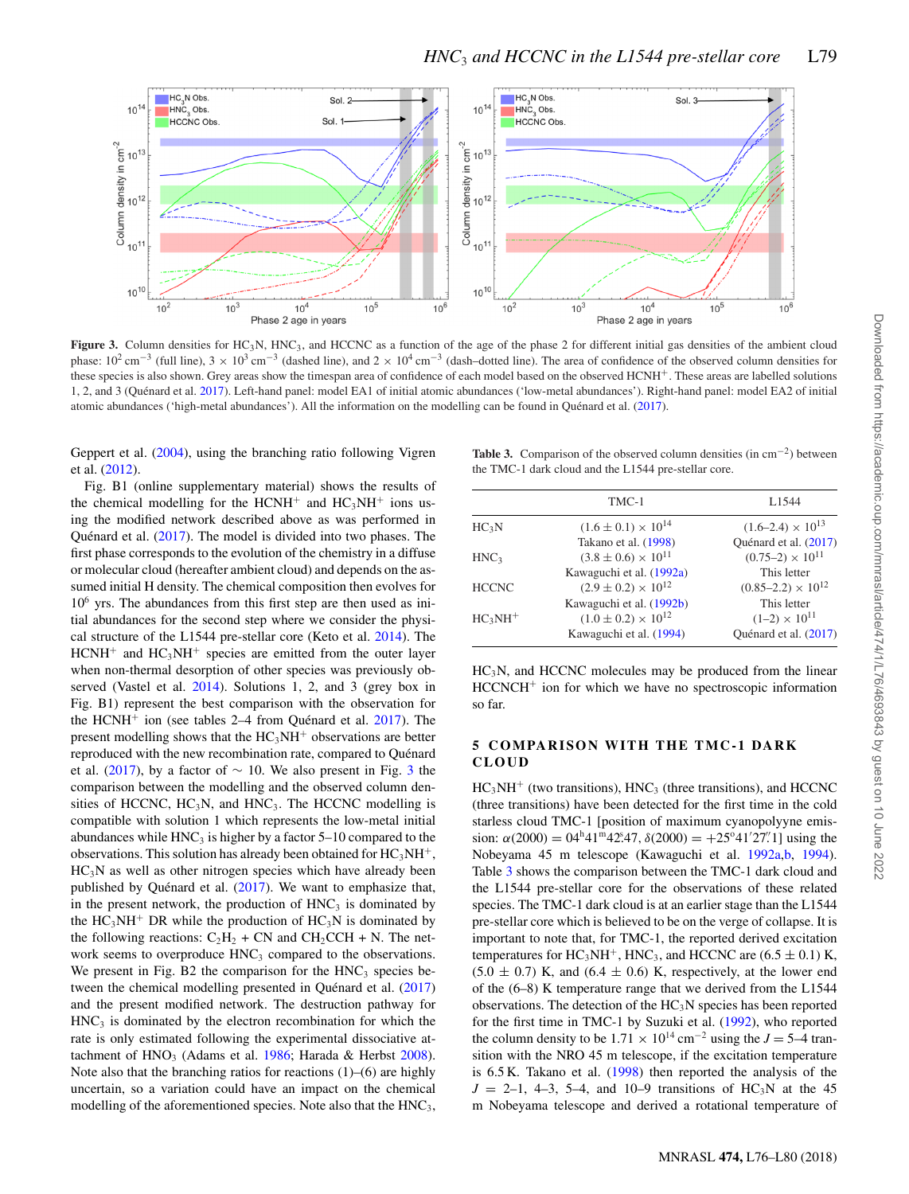**Figure 3.** Column densities for $HC_3N$, $HNC_3$, and HCCNC as a function of the age of the phase 2 for different initial gas densities of the ambient cloud phase: $10^2$ cm$^{-3}$ (full line), $3 \times 10^3$ cm$^{-3}$ (dashed line), and $2 \times 10^4$ cm$^{-3}$ (dash–dotted line). The area of confidence of the observed column densities for these species is also shown. Grey areas show the timespan area of confidence of each model based on the observed $HCNH^+$. These areas are labelled solutions 1, 2, and 3 (Quénard et al. 2017). Left-hand panel: model EA1 of initial atomic abundances ('low-metal abundances'). Right-hand panel: model EA2 of initial atomic abundances ('high-metal abundances'). All the information on the modelling can be found in Quénard et al. (2017).

Geppert et al. (2004), using the branching ratio following Vigren et al. (2012).

Fig. B1 (online supplementary material) shows the results of the chemical modelling for the $HCNH^+$ and $HC_3NH^+$ ions using the modified network described above as was performed in Quénard et al. (2017). The model is divided into two phases. The first phase corresponds to the evolution of the chemistry in a diffuse or molecular cloud (hereafter ambient cloud) and depends on the assumed initial H density. The chemical composition then evolves for $10^6$ yrs. The abundances from this first step are then used as initial abundances for the second step where we consider the physical structure of the L1544 pre-stellar core (Keto et al. 2014). The $HCNH^+$ and $HC_3NH^+$ species are emitted from the outer layer when non-thermal desorption of other species was previously observed (Vastel et al. 2014). Solutions 1, 2, and 3 (grey box in Fig. B1) represent the best comparison with the observation for the $HCNH^+$ ion (see tables 2–4 from Quénard et al. 2017). The present modelling shows that the $HC_3NH^+$ observations are better reproduced with the new recombination rate, compared to Quénard et al. (2017), by a factor of $\sim$ 10. We also present in Fig. 3 the comparison between the modelling and the observed column densities of HCCNC, $HC_3N$, and $HNC_3$. The HCCNC modelling is compatible with solution 1 which represents the low-metal initial abundances while $HNC_3$ is higher by a factor 5–10 compared to the observations. This solution has already been obtained for $HC_3NH^+$, $HC_3N$ as well as other nitrogen species which have already been published by Quénard et al. (2017). We want to emphasize that, in the present network, the production of $HNC_3$ is dominated by the $HC_3NH^+$ DR while the production of $HC_3N$ is dominated by the following reactions: $C_2H_2$ + CN and $CH_2CCH$ + N. The network seems to overproduce $HNC_3$ compared to the observations. We present in Fig. B2 the comparison for the $HNC_3$ species between the chemical modelling presented in Quénard et al. (2017) and the present modified network. The destruction pathway for $HNC_3$ is dominated by the electron recombination for which the rate is only estimated following the experimental dissociative attachment of $HNO_3$ (Adams et al. 1986; Harada & Herbst 2008). Note also that the branching ratios for reactions (1)–(6) are highly uncertain, so a variation could have an impact on the chemical modelling of the aforementioned species. Note also that the $HNC_3$, $HC_3N$, and HCCNC molecules may be produced from the linear $HCCNCH^+$ ion for which we have no spectroscopic information so far.

**Table 3.** Comparison of the observed column densities (in cm$^{-2}$) between the TMC-1 dark cloud and the L1544 pre-stellar core.

| | TMC-1 | L1544 |
|---|---|---|
| $HC_3N$ | $(1.6 \pm 0.1) \times 10^{14}$ | $(1.6–2.4) \times 10^{13}$ |
| | Takano et al. (1998) | Quénard et al. (2017) |
| $HNC_3$ | $(3.8 \pm 0.6) \times 10^{11}$ | $(0.75–2) \times 10^{11}$ |
| | Kawaguchi et al. (1992a) | This letter |
| HCCNC | $(2.9 \pm 0.2) \times 10^{12}$ | $(0.85–2.2) \times 10^{12}$ |
| | Kawaguchi et al. (1992b) | This letter |
| $HC_3NH^+$ | $(1.0 \pm 0.2) \times 10^{12}$ | $(1–2) \times 10^{11}$ |
| | Kawaguchi et al. (1994) | Quénard et al. (2017) |

## 5 COMPARISON WITH THE TMC-1 DARK CLOUD

$HC_3NH^+$ (two transitions), $HNC_3$ (three transitions), and HCCNC (three transitions) have been detected for the first time in the cold starless cloud TMC-1 [position of maximum cyanopolyyne emission: $\alpha(2000) = 04^h41^m42\overset{s}{.}47$, $\delta(2000) = +25°41'27\overset{''}{.}1$] using the Nobeyama 45 m telescope (Kawaguchi et al. 1992a,b, 1994). Table 3 shows the comparison between the TMC-1 dark cloud and the L1544 pre-stellar core for the observations of these related species. The TMC-1 dark cloud is at an earlier stage than the L1544 pre-stellar core which is believed to be on the verge of collapse. It is important to note that, for TMC-1, the reported derived excitation temperatures for $HC_3NH^+$, $HNC_3$, and HCCNC are $(6.5 \pm 0.1)$ K, $(5.0 \pm 0.7)$ K, and $(6.4 \pm 0.6)$ K, respectively, at the lower end of the (6–8) K temperature range that we derived from the L1544 observations. The detection of the $HC_3N$ species has been reported for the first time in TMC-1 by Suzuki et al. (1992), who reported the column density to be $1.71 \times 10^{14}$ cm$^{-2}$ using the $J = 5$–4 transition with the NRO 45 m telescope, if the excitation temperature is 6.5 K. Takano et al. (1998) then reported the analysis of the $J$ = 2–1, 4–3, 5–4, and 10–9 transitions of $HC_3N$ at the 45 m Nobeyama telescope and derived a rotational temperature of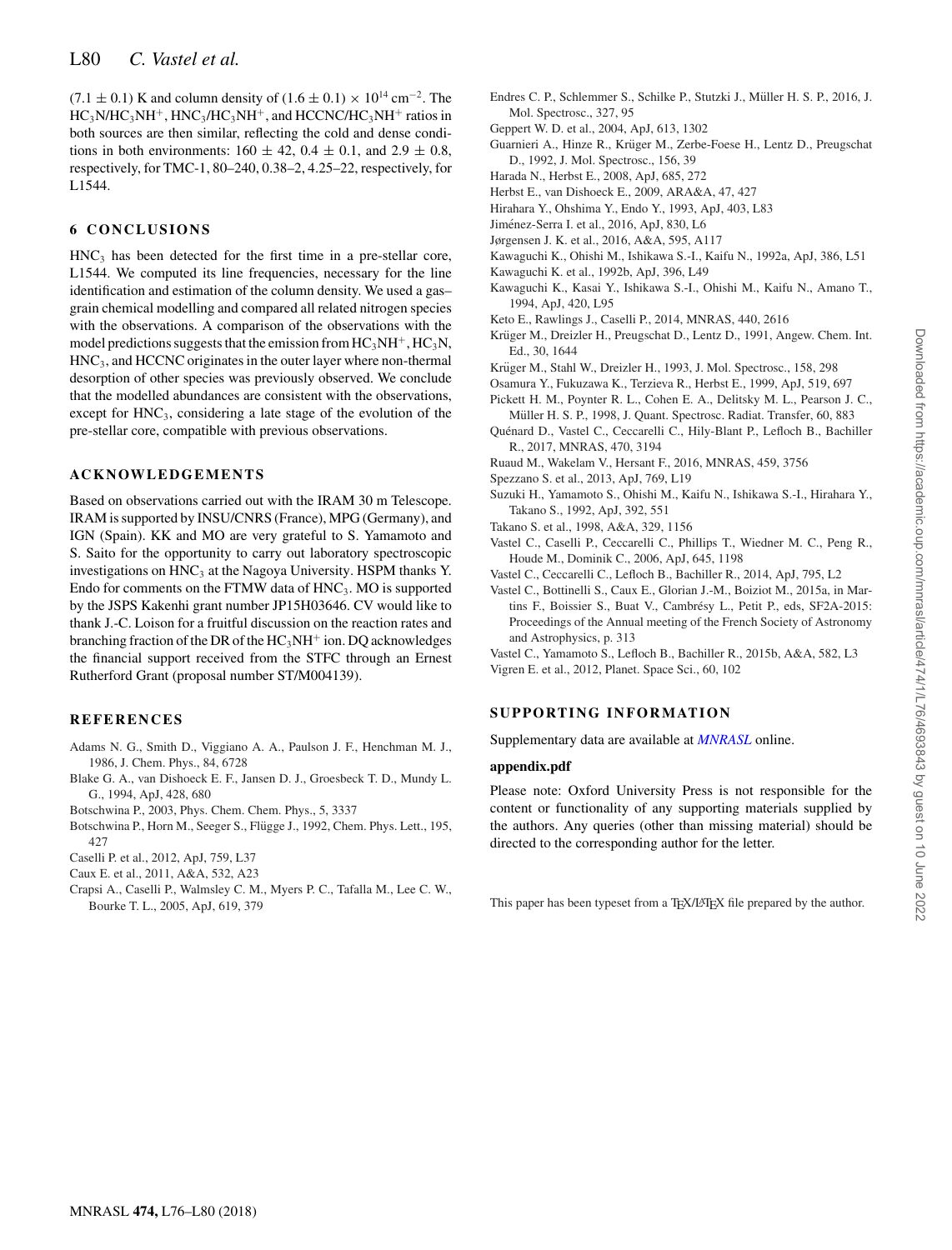(7.1 ± 0.1) K and column density of (1.6 ± 0.1) × $10^{14}$ $cm^{-2}$. The $HC_3N/HC_3NH^+$, $HNC_3/HC_3NH^+$, and $HCCNC/HC_3NH^+$ ratios in both sources are then similar, reflecting the cold and dense conditions in both environments: 160 ± 42, 0.4 ± 0.1, and 2.9 ± 0.8, respectively, for TMC-1, 80–240, 0.38–2, 4.25–22, respectively, for L1544.

## 6 CONCLUSIONS

$HNC_3$ has been detected for the first time in a pre-stellar core, L1544. We computed its line frequencies, necessary for the line identification and estimation of the column density. We used a gas–grain chemical modelling and compared all related nitrogen species with the observations. A comparison of the observations with the model predictions suggests that the emission from $HC_3NH^+$, $HC_3N$, $HNC_3$, and HCCNC originates in the outer layer where non-thermal desorption of other species was previously observed. We conclude that the modelled abundances are consistent with the observations, except for $HNC_3$, considering a late stage of the evolution of the pre-stellar core, compatible with previous observations.

## ACKNOWLEDGEMENTS

Based on observations carried out with the IRAM 30 m Telescope. IRAM is supported by INSU/CNRS (France), MPG (Germany), and IGN (Spain). KK and MO are very grateful to S. Yamamoto and S. Saito for the opportunity to carry out laboratory spectroscopic investigations on $HNC_3$ at the Nagoya University. HSPM thanks Y. Endo for comments on the FTMW data of $HNC_3$. MO is supported by the JSPS Kakenhi grant number JP15H03646. CV would like to thank J.-C. Loison for a fruitful discussion on the reaction rates and branching fraction of the DR of the $HC_3NH^+$ ion. DQ acknowledges the financial support received from the STFC through an Ernest Rutherford Grant (proposal number ST/M004139).

## REFERENCES

Adams N. G., Smith D., Viggiano A. A., Paulson J. F., Henchman M. J., 1986, J. Chem. Phys., 84, 6728

Blake G. A., van Dishoeck E. F., Jansen D. J., Groesbeck T. D., Mundy L. G., 1994, ApJ, 428, 680

Botschwina P., 2003, Phys. Chem. Chem. Phys., 5, 3337

Botschwina P., Horn M., Seeger S., Flügge J., 1992, Chem. Phys. Lett., 195, 427

Caselli P. et al., 2012, ApJ, 759, L37

Caux E. et al., 2011, A&A, 532, A23

Crapsi A., Caselli P., Walmsley C. M., Myers P. C., Tafalla M., Lee C. W., Bourke T. L., 2005, ApJ, 619, 379

Endres C. P., Schlemmer S., Schilke P., Stutzki J., Müller H. S. P., 2016, J. Mol. Spectrosc., 327, 95

Geppert W. D. et al., 2004, ApJ, 613, 1302

Guarnieri A., Hinze R., Krüger M., Zerbe-Foese H., Lentz D., Preugschat D., 1992, J. Mol. Spectrosc., 156, 39

Harada N., Herbst E., 2008, ApJ, 685, 272

Herbst E., van Dishoeck E., 2009, ARA&A, 47, 427

Hirahara Y., Ohshima Y., Endo Y., 1993, ApJ, 403, L83

Jiménez-Serra I. et al., 2016, ApJ, 830, L6

Jørgensen J. K. et al., 2016, A&A, 595, A117

Kawaguchi K., Ohishi M., Ishikawa S.-I., Kaifu N., 1992a, ApJ, 386, L51

Kawaguchi K. et al., 1992b, ApJ, 396, L49

Kawaguchi K., Kasai Y., Ishikawa S.-I., Ohishi M., Kaifu N., Amano T., 1994, ApJ, 420, L95

Keto E., Rawlings J., Caselli P., 2014, MNRAS, 440, 2616

Krüger M., Dreizler H., Preugschat D., Lentz D., 1991, Angew. Chem. Int. Ed., 30, 1644

Krüger M., Stahl W., Dreizler H., 1993, J. Mol. Spectrosc., 158, 298

Osamura Y., Fukuzawa K., Terzieva R., Herbst E., 1999, ApJ, 519, 697

Pickett H. M., Poynter R. L., Cohen E. A., Delitsky M. L., Pearson J. C., Müller H. S. P., 1998, J. Quant. Spectrosc. Radiat. Transfer, 60, 883

Quénard D., Vastel C., Ceccarelli C., Hily-Blant P., Lefloch B., Bachiller R., 2017, MNRAS, 470, 3194

Ruaud M., Wakelam V., Hersant F., 2016, MNRAS, 459, 3756

Spezzano S. et al., 2013, ApJ, 769, L19

Suzuki H., Yamamoto S., Ohishi M., Kaifu N., Ishikawa S.-I., Hirahara Y., Takano S., 1992, ApJ, 392, 551

Takano S. et al., 1998, A&A, 329, 1156

Vastel C., Caselli P., Ceccarelli C., Phillips T., Wiedner M. C., Peng R., Houde M., Dominik C., 2006, ApJ, 645, 1198

Vastel C., Ceccarelli C., Lefloch B., Bachiller R., 2014, ApJ, 795, L2

Vastel C., Bottinelli S., Caux E., Glorian J.-M., Boiziot M., 2015a, in Martins F., Boissier S., Buat V., Cambrésy L., Petit P., eds, SF2A-2015: Proceedings of the Annual meeting of the French Society of Astronomy and Astrophysics, p. 313

Vastel C., Yamamoto S., Lefloch B., Bachiller R., 2015b, A&A, 582, L3

Vigren E. et al., 2012, Planet. Space Sci., 60, 102

## SUPPORTING INFORMATION

Supplementary data are available at *MNRASL* online.

**appendix.pdf**

Please note: Oxford University Press is not responsible for the content or functionality of any supporting materials supplied by the authors. Any queries (other than missing material) should be directed to the corresponding author for the letter.

This paper has been typeset from a TEX/LATEX file prepared by the author.